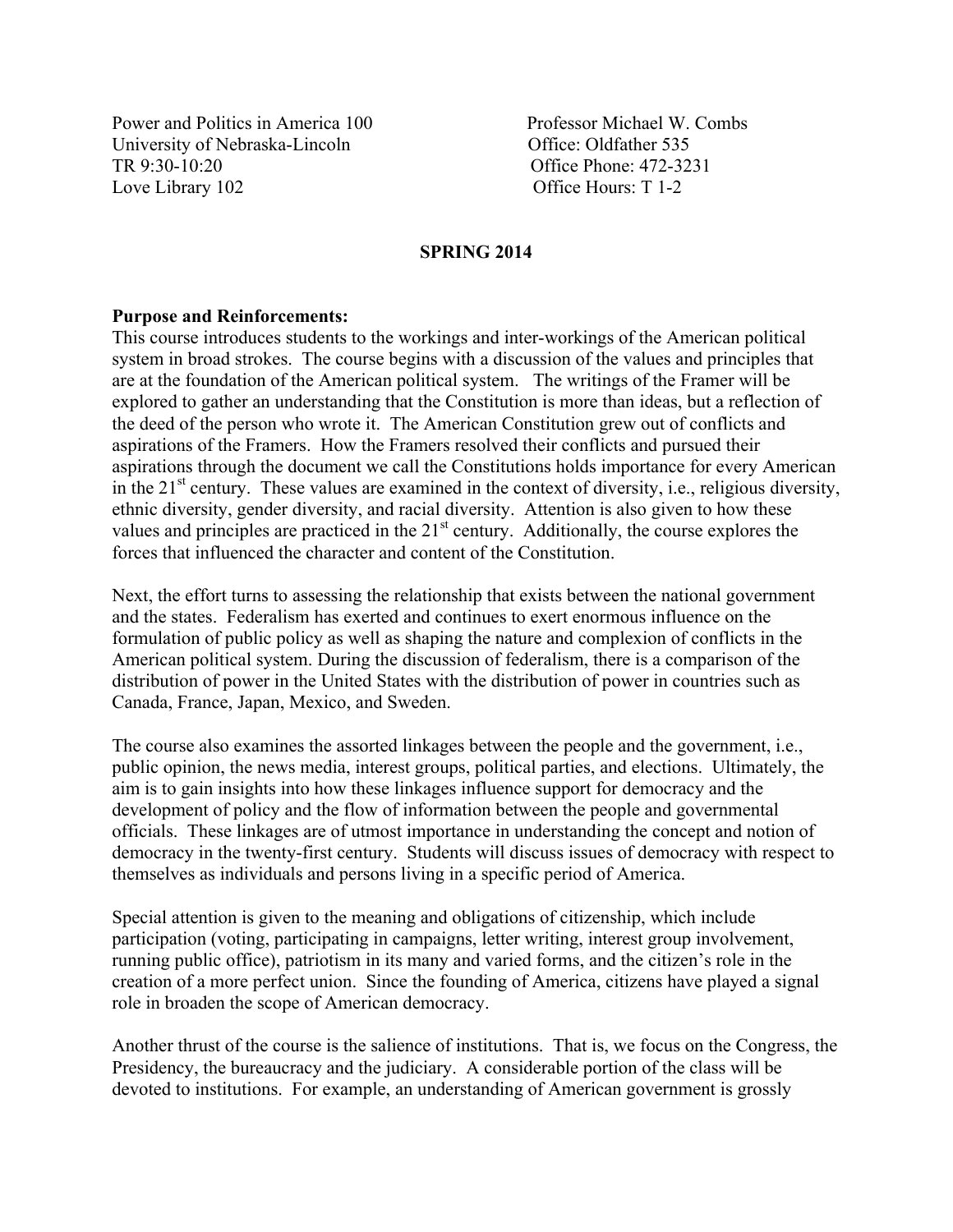Power and Politics in America 100  
University of Nebraska-Lincoln  
TR 9:30-10:20  
Love Library 102

Professor Michael W. Combs  
Office: Oldfather 535  
Office Phone: 472-3231  
Office Hours: T 1-2

**SPRING 2014**

**Purpose and Reinforcements:**

This course introduces students to the workings and inter-workings of the American political system in broad strokes. The course begins with a discussion of the values and principles that are at the foundation of the American political system. The writings of the Framer will be explored to gather an understanding that the Constitution is more than ideas, but a reflection of the deed of the person who wrote it. The American Constitution grew out of conflicts and aspirations of the Framers. How the Framers resolved their conflicts and pursued their aspirations through the document we call the Constitutions holds importance for every American in the 21st century. These values are examined in the context of diversity, i.e., religious diversity, ethnic diversity, gender diversity, and racial diversity. Attention is also given to how these values and principles are practiced in the 21st century. Additionally, the course explores the forces that influenced the character and content of the Constitution.

Next, the effort turns to assessing the relationship that exists between the national government and the states. Federalism has exerted and continues to exert enormous influence on the formulation of public policy as well as shaping the nature and complexion of conflicts in the American political system. During the discussion of federalism, there is a comparison of the distribution of power in the United States with the distribution of power in countries such as Canada, France, Japan, Mexico, and Sweden.

The course also examines the assorted linkages between the people and the government, i.e., public opinion, the news media, interest groups, political parties, and elections. Ultimately, the aim is to gain insights into how these linkages influence support for democracy and the development of policy and the flow of information between the people and governmental officials. These linkages are of utmost importance in understanding the concept and notion of democracy in the twenty-first century. Students will discuss issues of democracy with respect to themselves as individuals and persons living in a specific period of America.

Special attention is given to the meaning and obligations of citizenship, which include participation (voting, participating in campaigns, letter writing, interest group involvement, running public office), patriotism in its many and varied forms, and the citizen's role in the creation of a more perfect union. Since the founding of America, citizens have played a signal role in broaden the scope of American democracy.

Another thrust of the course is the salience of institutions. That is, we focus on the Congress, the Presidency, the bureaucracy and the judiciary. A considerable portion of the class will be devoted to institutions. For example, an understanding of American government is grossly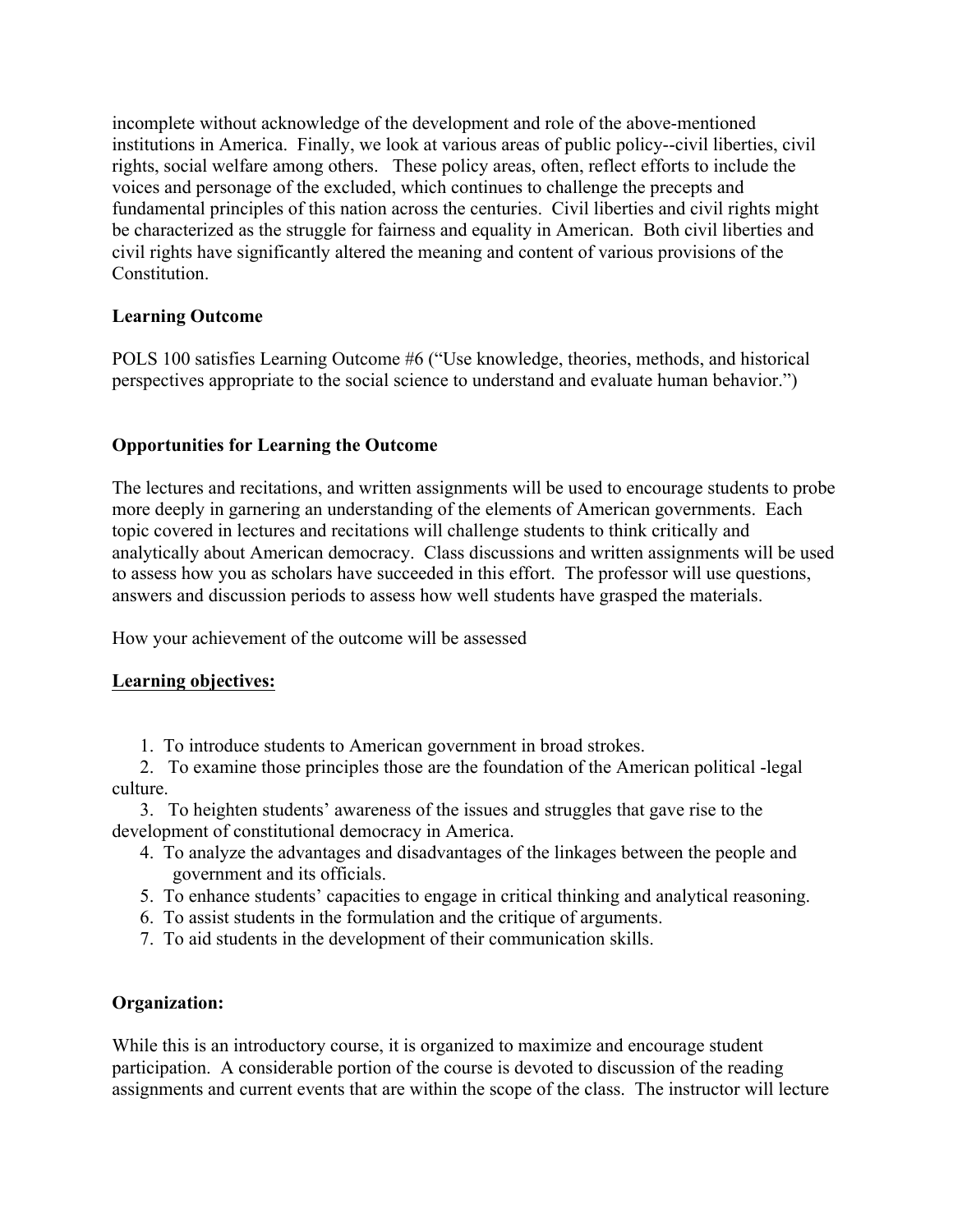incomplete without acknowledge of the development and role of the above-mentioned institutions in America. Finally, we look at various areas of public policy--civil liberties, civil rights, social welfare among others. These policy areas, often, reflect efforts to include the voices and personage of the excluded, which continues to challenge the precepts and fundamental principles of this nation across the centuries. Civil liberties and civil rights might be characterized as the struggle for fairness and equality in American. Both civil liberties and civil rights have significantly altered the meaning and content of various provisions of the Constitution.

**Learning Outcome**

POLS 100 satisfies Learning Outcome #6 ("Use knowledge, theories, methods, and historical perspectives appropriate to the social science to understand and evaluate human behavior.")

**Opportunities for Learning the Outcome**

The lectures and recitations, and written assignments will be used to encourage students to probe more deeply in garnering an understanding of the elements of American governments. Each topic covered in lectures and recitations will challenge students to think critically and analytically about American democracy. Class discussions and written assignments will be used to assess how you as scholars have succeeded in this effort. The professor will use questions, answers and discussion periods to assess how well students have grasped the materials.

How your achievement of the outcome will be assessed

**Learning objectives:**

1. To introduce students to American government in broad strokes.
2. To examine those principles those are the foundation of the American political -legal culture.
3. To heighten students' awareness of the issues and struggles that gave rise to the development of constitutional democracy in America.
4. To analyze the advantages and disadvantages of the linkages between the people and government and its officials.
5. To enhance students' capacities to engage in critical thinking and analytical reasoning.
6. To assist students in the formulation and the critique of arguments.
7. To aid students in the development of their communication skills.

**Organization:**

While this is an introductory course, it is organized to maximize and encourage student participation. A considerable portion of the course is devoted to discussion of the reading assignments and current events that are within the scope of the class. The instructor will lecture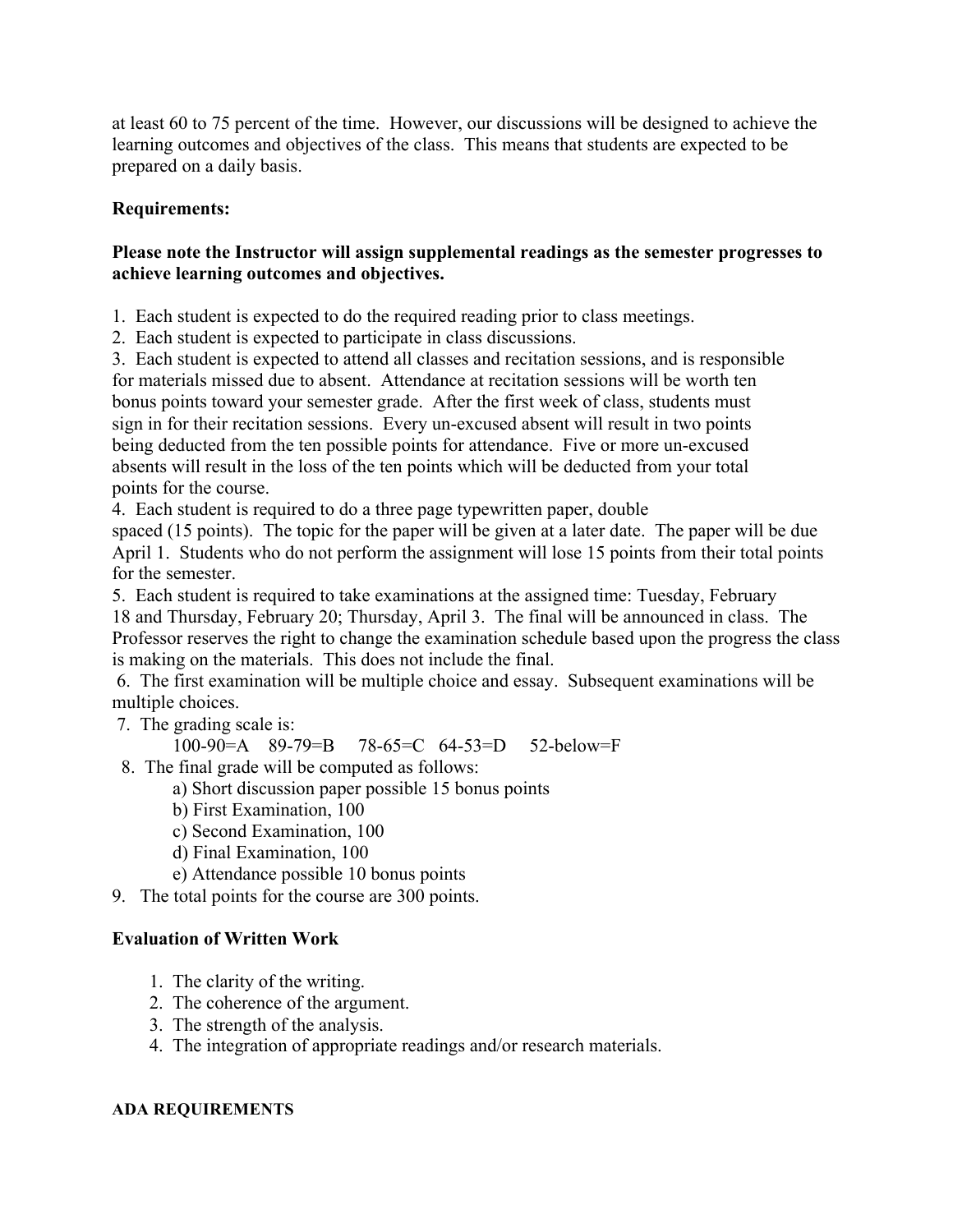at least 60 to 75 percent of the time. However, our discussions will be designed to achieve the learning outcomes and objectives of the class. This means that students are expected to be prepared on a daily basis.

**Requirements:**

**Please note the Instructor will assign supplemental readings as the semester progresses to achieve learning outcomes and objectives.**

1. Each student is expected to do the required reading prior to class meetings.
2. Each student is expected to participate in class discussions.
3. Each student is expected to attend all classes and recitation sessions, and is responsible for materials missed due to absent. Attendance at recitation sessions will be worth ten bonus points toward your semester grade. After the first week of class, students must sign in for their recitation sessions. Every un-excused absent will result in two points being deducted from the ten possible points for attendance. Five or more un-excused absents will result in the loss of the ten points which will be deducted from your total points for the course.
4. Each student is required to do a three page typewritten paper, double spaced (15 points). The topic for the paper will be given at a later date. The paper will be due April 1. Students who do not perform the assignment will lose 15 points from their total points for the semester.
5. Each student is required to take examinations at the assigned time: Tuesday, February 18 and Thursday, February 20; Thursday, April 3. The final will be announced in class. The Professor reserves the right to change the examination schedule based upon the progress the class is making on the materials. This does not include the final.
6. The first examination will be multiple choice and essay. Subsequent examinations will be multiple choices.
7. The grading scale is:

   100-90=A 89-79=B 78-65=C 64-53=D 52-below=F
8. The final grade will be computed as follows:
   - a) Short discussion paper possible 15 bonus points
   - b) First Examination, 100
   - c) Second Examination, 100
   - d) Final Examination, 100
   - e) Attendance possible 10 bonus points
9. The total points for the course are 300 points.

**Evaluation of Written Work**

1. The clarity of the writing.
2. The coherence of the argument.
3. The strength of the analysis.
4. The integration of appropriate readings and/or research materials.

**ADA REQUIREMENTS**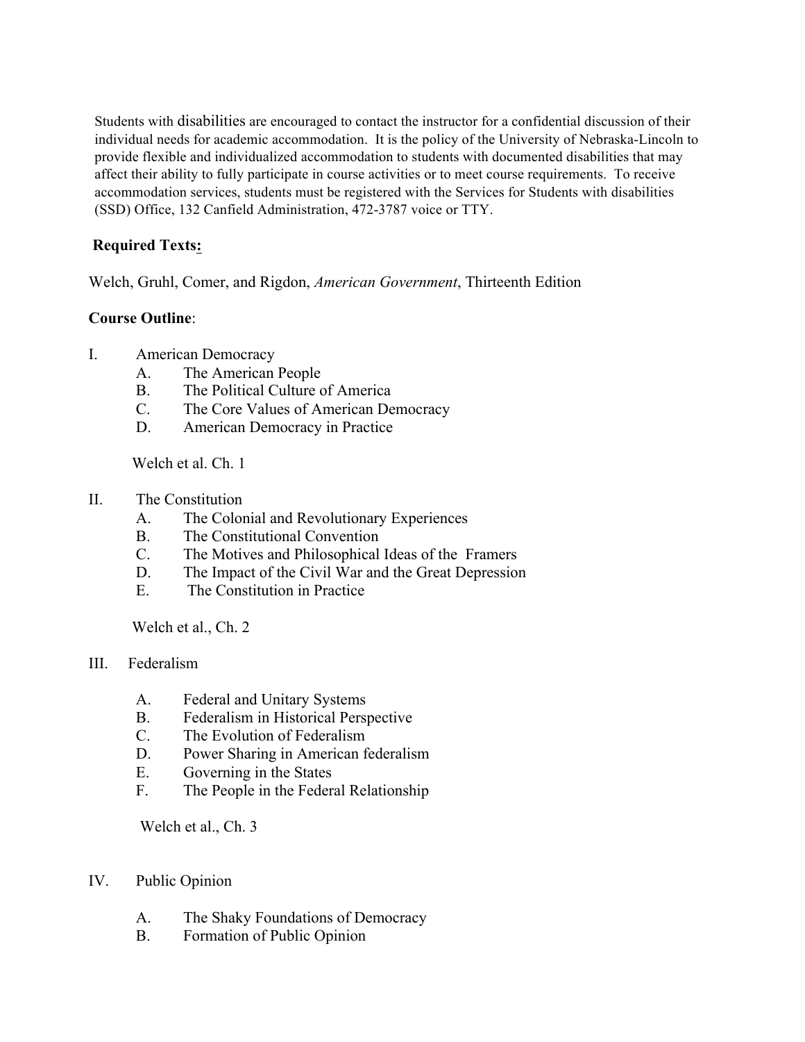Students with disabilities are encouraged to contact the instructor for a confidential discussion of their individual needs for academic accommodation. It is the policy of the University of Nebraska-Lincoln to provide flexible and individualized accommodation to students with documented disabilities that may affect their ability to fully participate in course activities or to meet course requirements. To receive accommodation services, students must be registered with the Services for Students with disabilities (SSD) Office, 132 Canfield Administration, 472-3787 voice or TTY.

**Required Texts:**

Welch, Gruhl, Comer, and Rigdon, *American Government*, Thirteenth Edition

**Course Outline**:

I. American Democracy
   - A. The American People
   - B. The Political Culture of America
   - C. The Core Values of American Democracy
   - D. American Democracy in Practice

   Welch et al. Ch. 1

II. The Constitution
   - A. The Colonial and Revolutionary Experiences
   - B. The Constitutional Convention
   - C. The Motives and Philosophical Ideas of the Framers
   - D. The Impact of the Civil War and the Great Depression
   - E. The Constitution in Practice

   Welch et al., Ch. 2

III. Federalism
   - A. Federal and Unitary Systems
   - B. Federalism in Historical Perspective
   - C. The Evolution of Federalism
   - D. Power Sharing in American federalism
   - E. Governing in the States
   - F. The People in the Federal Relationship

   Welch et al., Ch. 3

IV. Public Opinion
   - A. The Shaky Foundations of Democracy
   - B. Formation of Public Opinion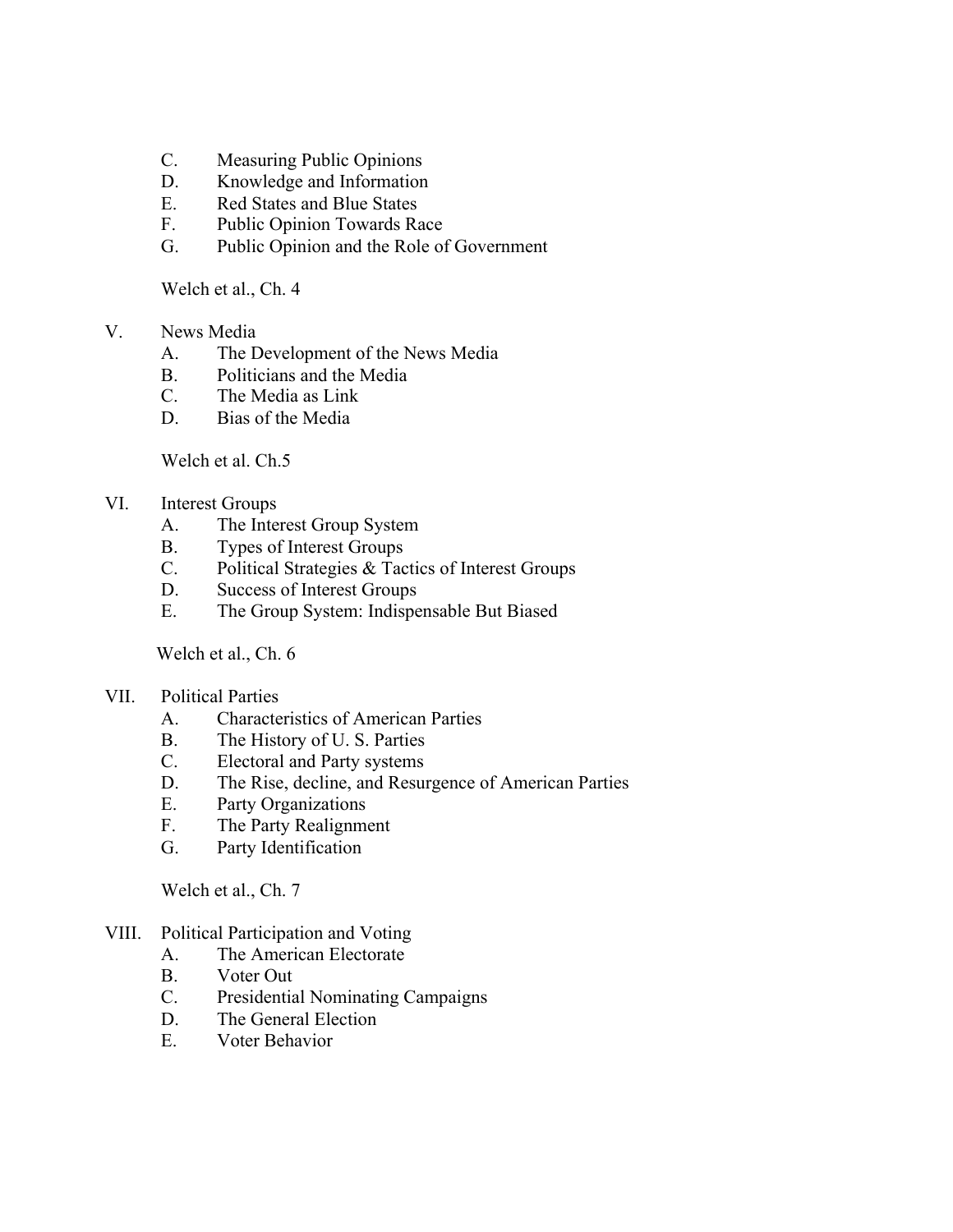C. Measuring Public Opinions
D. Knowledge and Information
E. Red States and Blue States
F. Public Opinion Towards Race
G. Public Opinion and the Role of Government

Welch et al., Ch. 4

V. News Media
A. The Development of the News Media
B. Politicians and the Media
C. The Media as Link
D. Bias of the Media

Welch et al. Ch.5

VI. Interest Groups
A. The Interest Group System
B. Types of Interest Groups
C. Political Strategies & Tactics of Interest Groups
D. Success of Interest Groups
E. The Group System: Indispensable But Biased

Welch et al., Ch. 6

VII. Political Parties
A. Characteristics of American Parties
B. The History of U. S. Parties
C. Electoral and Party systems
D. The Rise, decline, and Resurgence of American Parties
E. Party Organizations
F. The Party Realignment
G. Party Identification

Welch et al., Ch. 7

VIII. Political Participation and Voting
A. The American Electorate
B. Voter Out
C. Presidential Nominating Campaigns
D. The General Election
E. Voter Behavior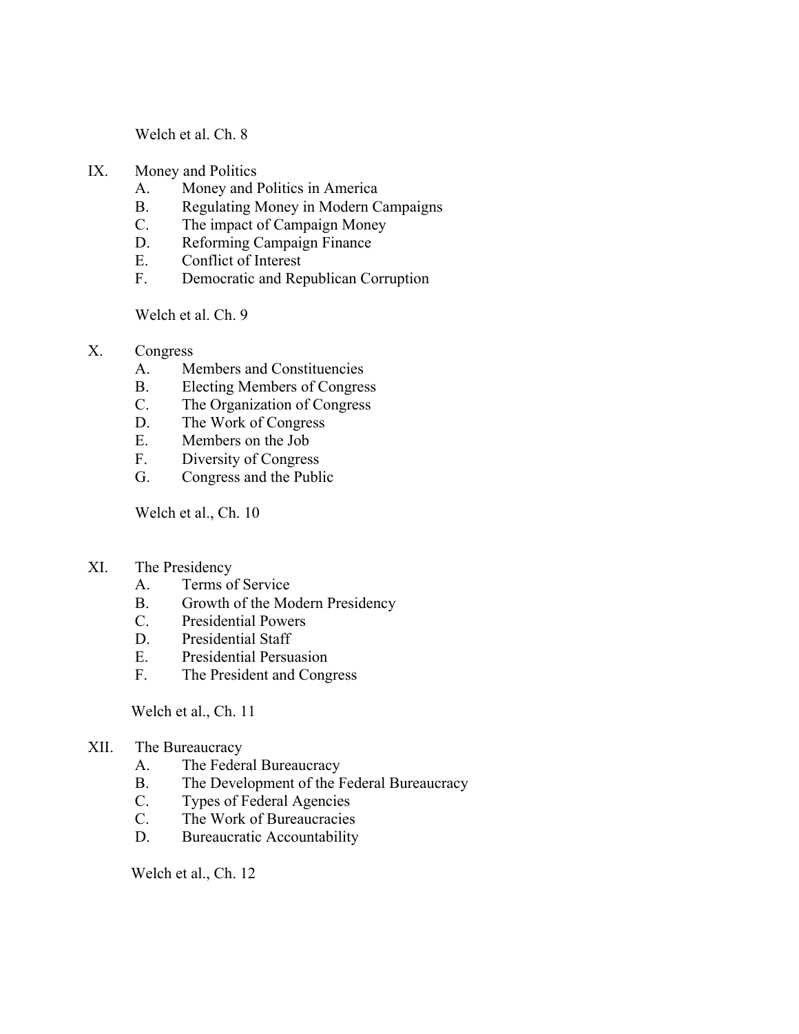Welch et al. Ch. 8

IX. Money and Politics
   A. Money and Politics in America
   B. Regulating Money in Modern Campaigns
   C. The impact of Campaign Money
   D. Reforming Campaign Finance
   E. Conflict of Interest
   F. Democratic and Republican Corruption

   Welch et al. Ch. 9

X. Congress
   A. Members and Constituencies
   B. Electing Members of Congress
   C. The Organization of Congress
   D. The Work of Congress
   E. Members on the Job
   F. Diversity of Congress
   G. Congress and the Public

   Welch et al., Ch. 10

XI. The Presidency
   A. Terms of Service
   B. Growth of the Modern Presidency
   C. Presidential Powers
   D. Presidential Staff
   E. Presidential Persuasion
   F. The President and Congress

   Welch et al., Ch. 11

XII. The Bureaucracy
   A. The Federal Bureaucracy
   B. The Development of the Federal Bureaucracy
   C. Types of Federal Agencies
   C. The Work of Bureaucracies
   D. Bureaucratic Accountability

   Welch et al., Ch. 12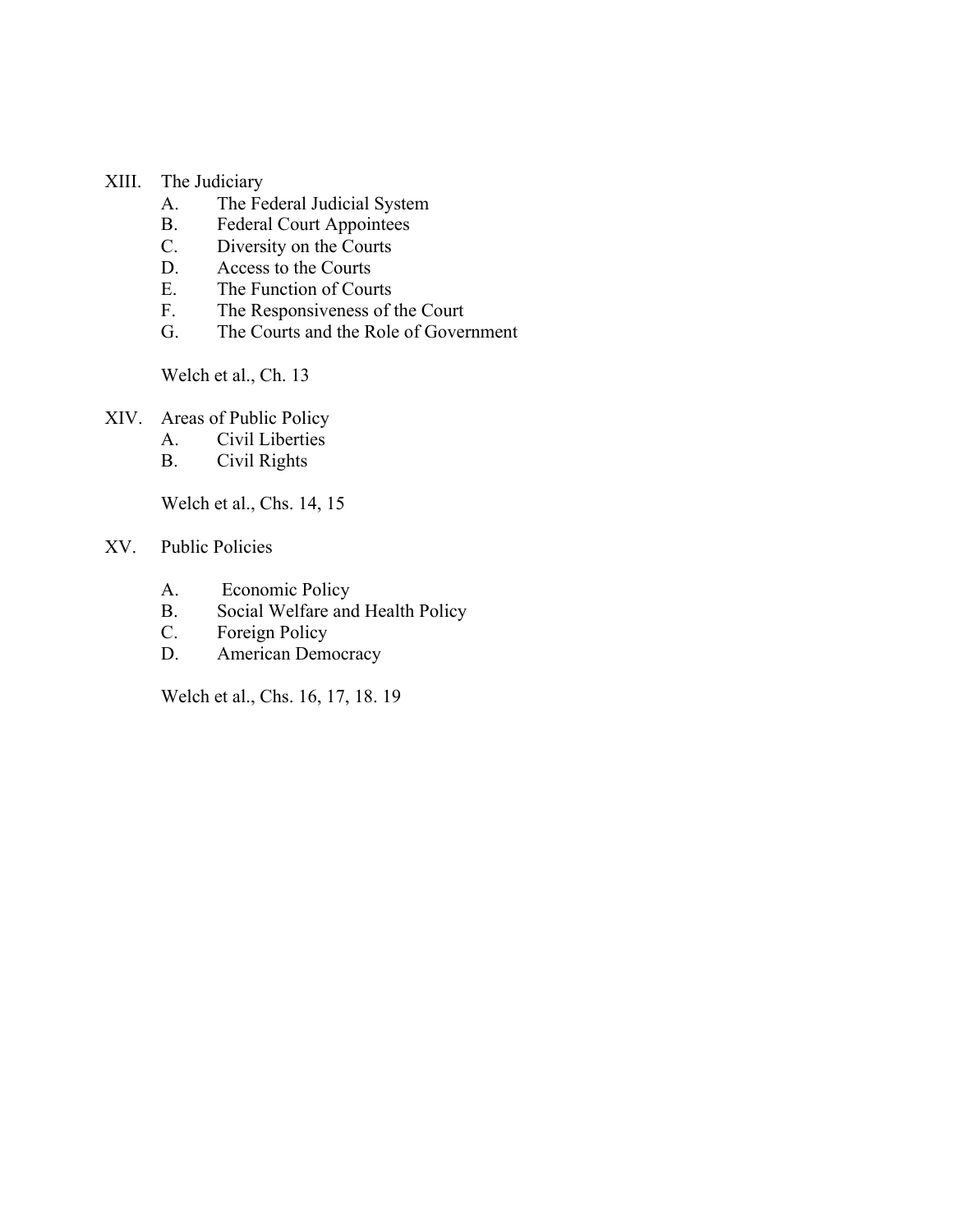XIII. The Judiciary
   A. The Federal Judicial System
   B. Federal Court Appointees
   C. Diversity on the Courts
   D. Access to the Courts
   E. The Function of Courts
   F. The Responsiveness of the Court
   G. The Courts and the Role of Government

   Welch et al., Ch. 13

XIV. Areas of Public Policy
   A. Civil Liberties
   B. Civil Rights

   Welch et al., Chs. 14, 15

XV. Public Policies

   A. Economic Policy
   B. Social Welfare and Health Policy
   C. Foreign Policy
   D. American Democracy

   Welch et al., Chs. 16, 17, 18. 19